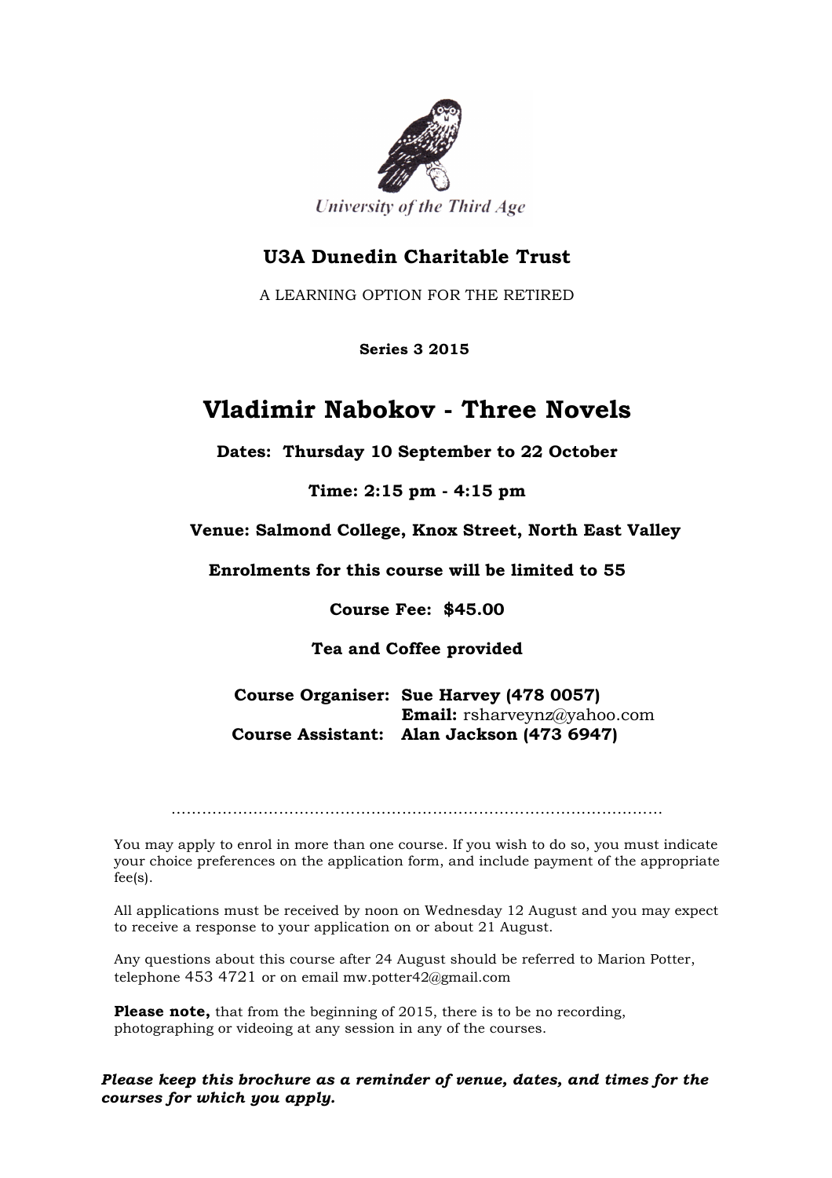University of the Third Age

## U3A Dunedin Charitable Trust

A LEARNING OPTION FOR THE RETIRED

**Series 3 2015**

# Vladimir Nabokov - Three Novels

**Dates: Thursday 10 September to 22 October**

**Time: 2:15 pm - 4:15 pm**

**Venue: Salmond College, Knox Street, North East Valley**

**Enrolments for this course will be limited to 55**

**Course Fee: $45.00**

**Tea and Coffee provided**

**Course Organiser: Sue Harvey (478 0057)**
**Email:** rsharveynz@yahoo.com
**Course Assistant: Alan Jackson (473 6947)**

........................................................................................

You may apply to enrol in more than one course. If you wish to do so, you must indicate your choice preferences on the application form, and include payment of the appropriate fee(s).

All applications must be received by noon on Wednesday 12 August and you may expect to receive a response to your application on or about 21 August.

Any questions about this course after 24 August should be referred to Marion Potter, telephone 453 4721 or on email mw.potter42@gmail.com

**Please note,** that from the beginning of 2015, there is to be no recording, photographing or videoing at any session in any of the courses.

***Please keep this brochure as a reminder of venue, dates, and times for the courses for which you apply.***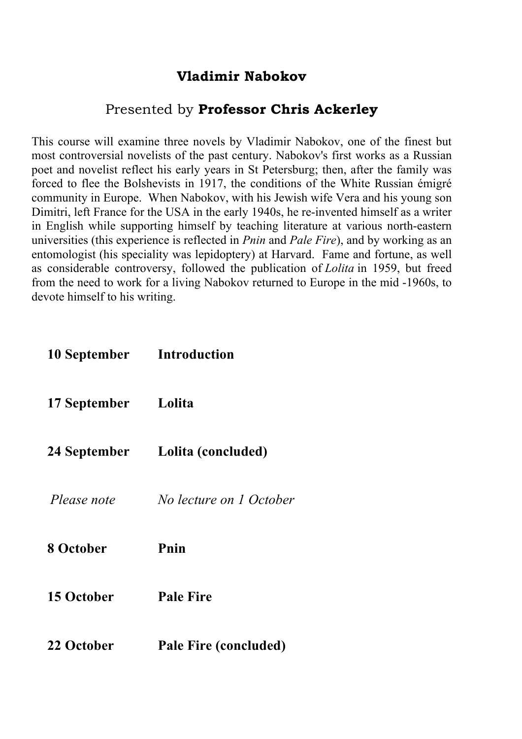# Vladimir Nabokov

## Presented by **Professor Chris Ackerley**

This course will examine three novels by Vladimir Nabokov, one of the finest but most controversial novelists of the past century. Nabokov's first works as a Russian poet and novelist reflect his early years in St Petersburg; then, after the family was forced to flee the Bolshevists in 1917, the conditions of the White Russian émigré community in Europe. When Nabokov, with his Jewish wife Vera and his young son Dimitri, left France for the USA in the early 1940s, he re-invented himself as a writer in English while supporting himself by teaching literature at various north-eastern universities (this experience is reflected in *Pnin* and *Pale Fire*), and by working as an entomologist (his speciality was lepidoptery) at Harvard. Fame and fortune, as well as considerable controversy, followed the publication of *Lolita* in 1959, but freed from the need to work for a living Nabokov returned to Europe in the mid -1960s, to devote himself to his writing.

| | |
|---|---|
| **10 September** | **Introduction** |
| **17 September** | **Lolita** |
| **24 September** | **Lolita (concluded)** |
| *Please note* | *No lecture on 1 October* |
| **8 October** | **Pnin** |
| **15 October** | **Pale Fire** |
| **22 October** | **Pale Fire (concluded)** |